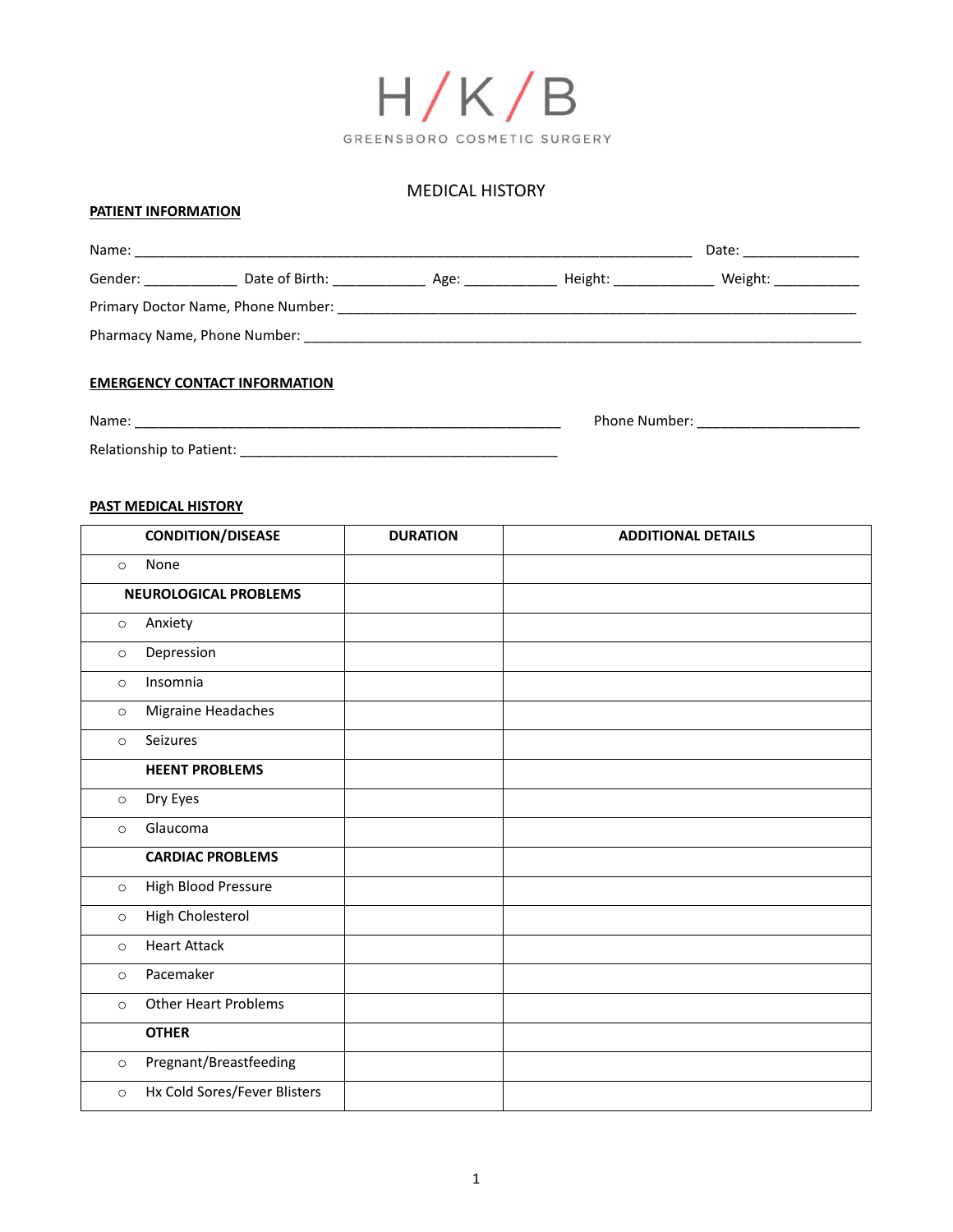# H / K / B

GREENSBORO COSMETIC SURGERY

## MEDICAL HISTORY

**PATIENT INFORMATION**

Name: ______________________________________________________________________ Date: _______________

Gender: ____________ Date of Birth: ____________ Age: ____________ Height: _____________ Weight: ___________

Primary Doctor Name, Phone Number: _________________________________________________________________

Pharmacy Name, Phone Number: _____________________________________________________________________

**EMERGENCY CONTACT INFORMATION**

Name: _____________________________________________________ Phone Number: _____________________

Relationship to Patient: ________________________________________

**PAST MEDICAL HISTORY**

| CONDITION/DISEASE | DURATION | ADDITIONAL DETAILS |
|---|---|---|
| ○ None | | |
| **NEUROLOGICAL PROBLEMS** | | |
| ○ Anxiety | | |
| ○ Depression | | |
| ○ Insomnia | | |
| ○ Migraine Headaches | | |
| ○ Seizures | | |
| **HEENT PROBLEMS** | | |
| ○ Dry Eyes | | |
| ○ Glaucoma | | |
| **CARDIAC PROBLEMS** | | |
| ○ High Blood Pressure | | |
| ○ High Cholesterol | | |
| ○ Heart Attack | | |
| ○ Pacemaker | | |
| ○ Other Heart Problems | | |
| **OTHER** | | |
| ○ Pregnant/Breastfeeding | | |
| ○ Hx Cold Sores/Fever Blisters | | |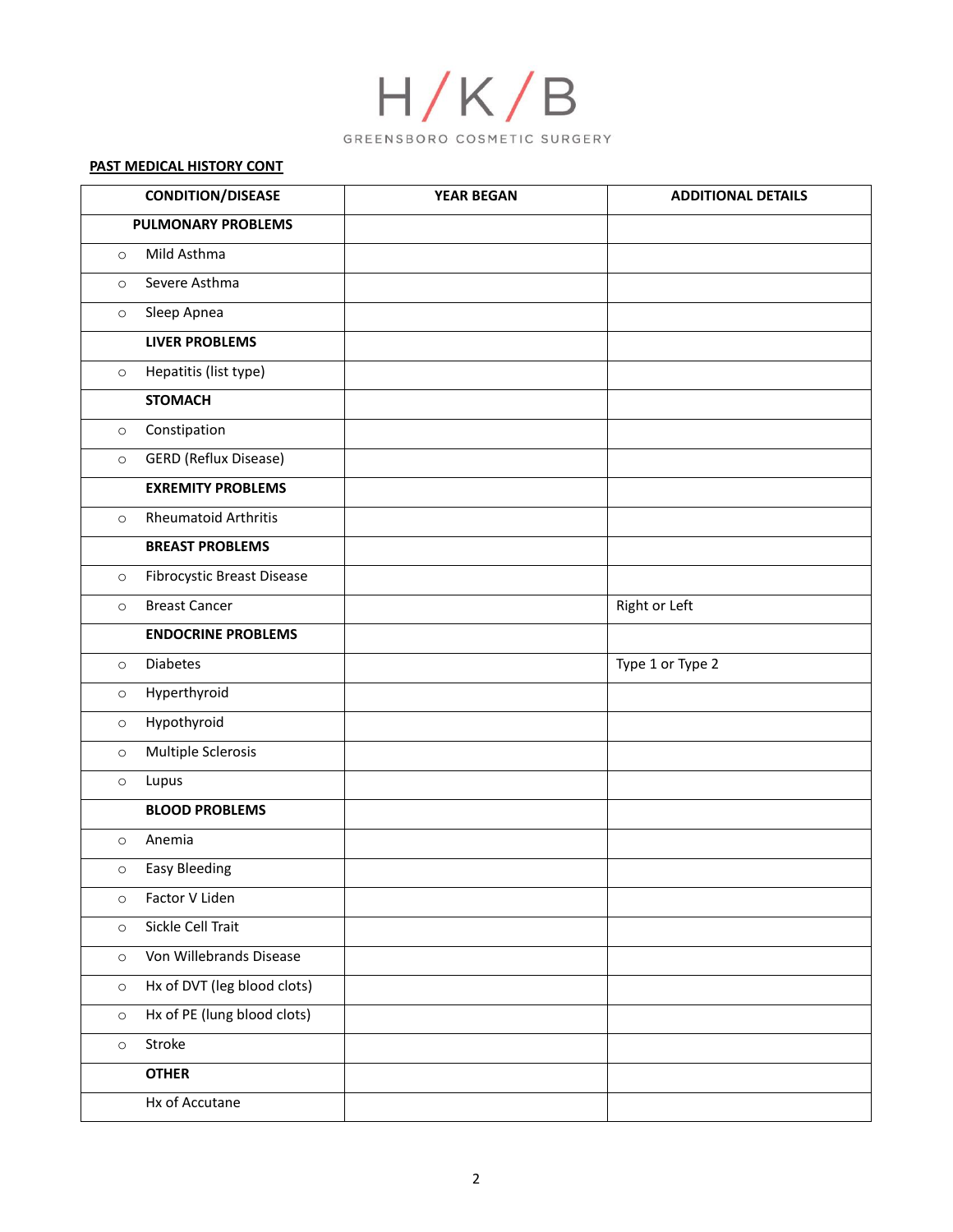# H/K/B

GREENSBORO COSMETIC SURGERY

**PAST MEDICAL HISTORY CONT**

| CONDITION/DISEASE | YEAR BEGAN | ADDITIONAL DETAILS |
|---|---|---|
| **PULMONARY PROBLEMS** | | |
| ○ Mild Asthma | | |
| ○ Severe Asthma | | |
| ○ Sleep Apnea | | |
| **LIVER PROBLEMS** | | |
| ○ Hepatitis (list type) | | |
| **STOMACH** | | |
| ○ Constipation | | |
| ○ GERD (Reflux Disease) | | |
| **EXREMITY PROBLEMS** | | |
| ○ Rheumatoid Arthritis | | |
| **BREAST PROBLEMS** | | |
| ○ Fibrocystic Breast Disease | | |
| ○ Breast Cancer | | Right or Left |
| **ENDOCRINE PROBLEMS** | | |
| ○ Diabetes | | Type 1 or Type 2 |
| ○ Hyperthyroid | | |
| ○ Hypothyroid | | |
| ○ Multiple Sclerosis | | |
| ○ Lupus | | |
| **BLOOD PROBLEMS** | | |
| ○ Anemia | | |
| ○ Easy Bleeding | | |
| ○ Factor V Liden | | |
| ○ Sickle Cell Trait | | |
| ○ Von Willebrands Disease | | |
| ○ Hx of DVT (leg blood clots) | | |
| ○ Hx of PE (lung blood clots) | | |
| ○ Stroke | | |
| **OTHER** | | |
| Hx of Accutane | | |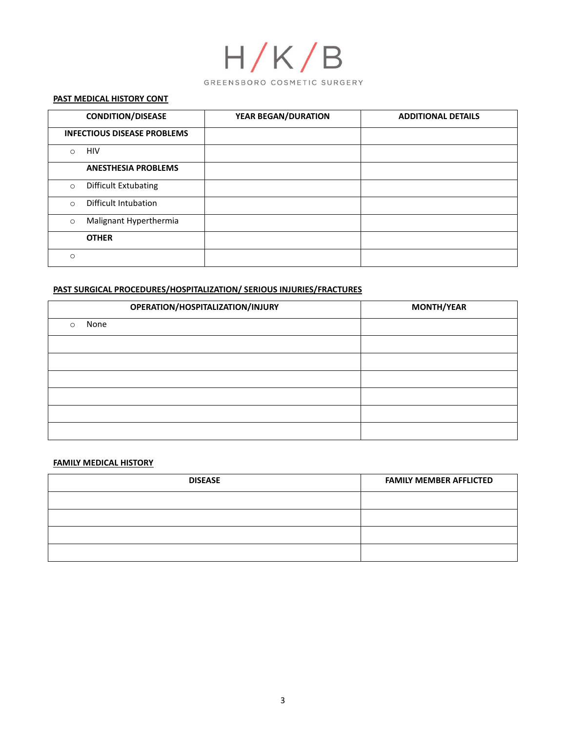H/K/B

GREENSBORO COSMETIC SURGERY

**PAST MEDICAL HISTORY CONT**

| CONDITION/DISEASE | YEAR BEGAN/DURATION | ADDITIONAL DETAILS |
|---|---|---|
| **INFECTIOUS DISEASE PROBLEMS** | | |
| ○ HIV | | |
| **ANESTHESIA PROBLEMS** | | |
| ○ Difficult Extubating | | |
| ○ Difficult Intubation | | |
| ○ Malignant Hyperthermia | | |
| **OTHER** | | |
| ○ | | |

**PAST SURGICAL PROCEDURES/HOSPITALIZATION/ SERIOUS INJURIES/FRACTURES**

| OPERATION/HOSPITALIZATION/INJURY | MONTH/YEAR |
|---|---|
| ○ None | |
| | |
| | |
| | |
| | |
| | |
| | |

**FAMILY MEDICAL HISTORY**

| DISEASE | FAMILY MEMBER AFFLICTED |
|---|---|
| | |
| | |
| | |
| | |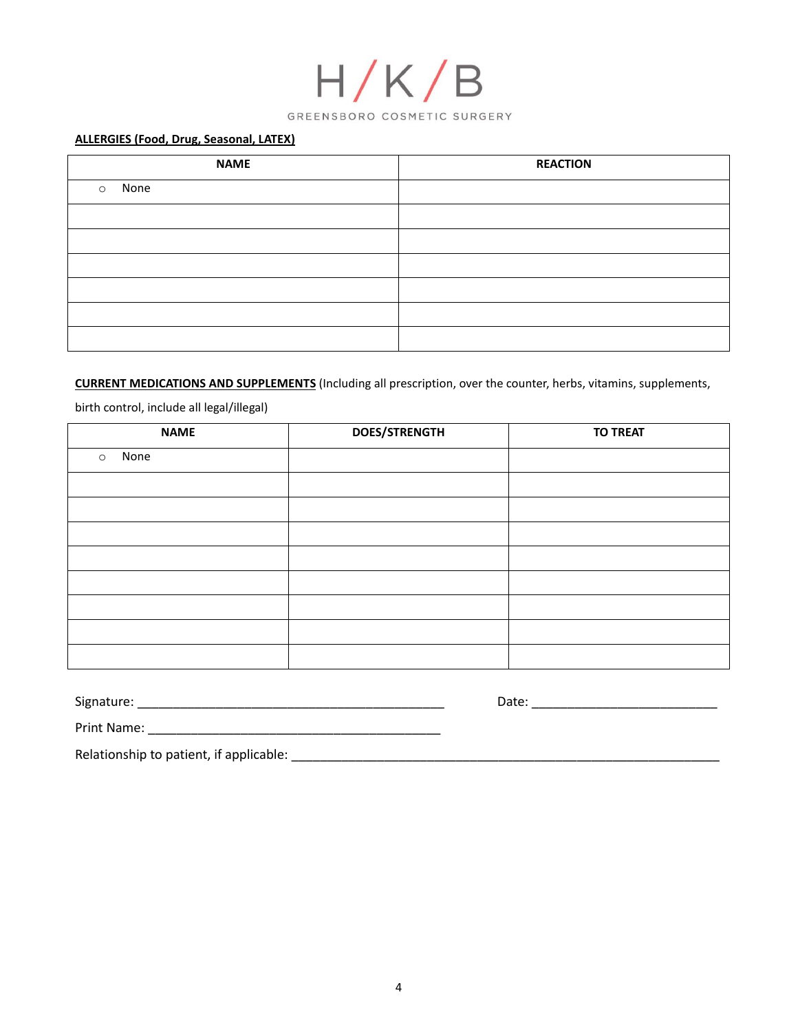H/K/B

GREENSBORO COSMETIC SURGERY

**ALLERGIES (Food, Drug, Seasonal, LATEX)**

| NAME | REACTION |
|---|---|
| ○ None | |
| | |
| | |
| | |
| | |
| | |
| | |

**CURRENT MEDICATIONS AND SUPPLEMENTS** (Including all prescription, over the counter, herbs, vitamins, supplements, birth control, include all legal/illegal)

| NAME | DOES/STRENGTH | TO TREAT |
|---|---|---|
| ○ None | | |
| | | |
| | | |
| | | |
| | | |
| | | |
| | | |
| | | |
| | | |

Signature: _____________________________________________ Date: ___________________________

Print Name: ___________________________________________

Relationship to patient, if applicable: _______________________________________________________________